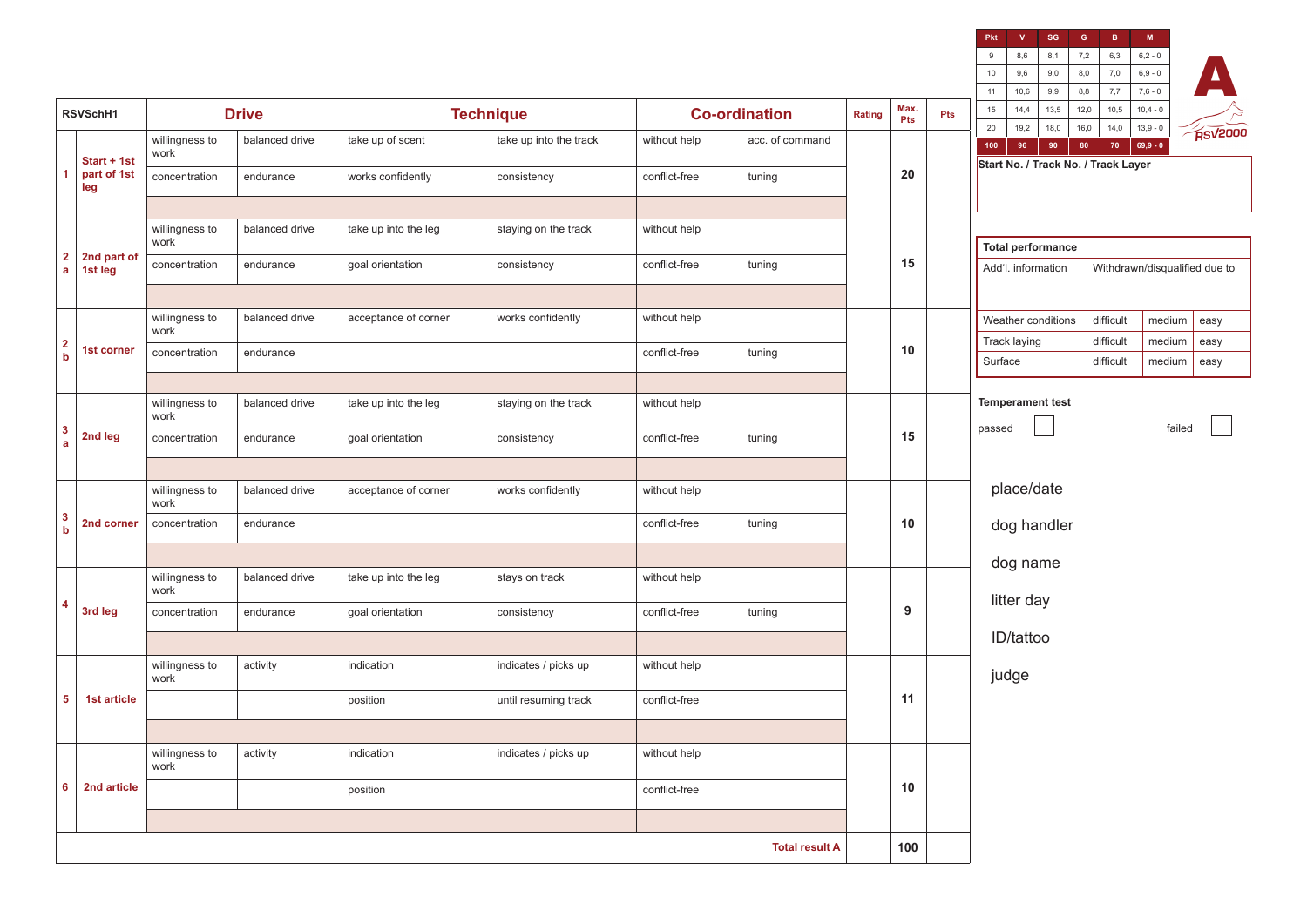| Pkt | V | SG | G | B | M |
|---|---|---|---|---|---|
| 9 | 8,6 | 8,1 | 7,2 | 6,3 | 6,2 - 0 |
| 10 | 9,6 | 9,0 | 8,0 | 7,0 | 6,9 - 0 |
| 11 | 10,6 | 9,9 | 8,8 | 7,7 | 7,6 - 0 |
| 15 | 14,4 | 13,5 | 12,0 | 10,5 | 10,4 - 0 |
| 20 | 19,2 | 18,0 | 16,0 | 14,0 | 13,9 - 0 |
| 100 | 96 | 90 | 80 | 70 | 69,9 - 0 |

# A

RSV2000

| RSVSchH1 | | Drive | | Technique | | Co-ordination | | Rating | Max. Pts | Pts |
|---|---|---|---|---|---|---|---|---|---|---|
| 1 | Start + 1st part of 1st leg | willingness to work | balanced drive | take up of scent | take up into the track | without help | acc. of command | | 20 | |
| | | concentration | endurance | works confidently | consistency | conflict-free | tuning | | | |
| | | | | | | | | | | |
| 2 a | 2nd part of 1st leg | willingness to work | balanced drive | take up into the leg | staying on the track | without help | | | 15 | |
| | | concentration | endurance | goal orientation | consistency | conflict-free | tuning | | | |
| | | | | | | | | | | |
| 2 b | 1st corner | willingness to work | balanced drive | acceptance of corner | works confidently | without help | | | 10 | |
| | | concentration | endurance | | | conflict-free | tuning | | | |
| | | | | | | | | | | |
| 3 a | 2nd leg | willingness to work | balanced drive | take up into the leg | staying on the track | without help | | | 15 | |
| | | concentration | endurance | goal orientation | consistency | conflict-free | tuning | | | |
| | | | | | | | | | | |
| 3 b | 2nd corner | willingness to work | balanced drive | acceptance of corner | works confidently | without help | | | 10 | |
| | | concentration | endurance | | | conflict-free | tuning | | | |
| | | | | | | | | | | |
| 4 | 3rd leg | willingness to work | balanced drive | take up into the leg | stays on track | without help | | | 9 | |
| | | concentration | endurance | goal orientation | consistency | conflict-free | tuning | | | |
| | | | | | | | | | | |
| 5 | 1st article | willingness to work | activity | indication | indicates / picks up | without help | | | 11 | |
| | | | | position | until resuming track | conflict-free | | | | |
| | | | | | | | | | | |
| 6 | 2nd article | willingness to work | activity | indication | indicates / picks up | without help | | | 10 | |
| | | | | position | | conflict-free | | | | |
| | | | | | | | | | | |
| | | | | | | | Total result A | | 100 | |

**Start No. / Track No. / Track Layer**

| **Total performance** | | | |
|---|---|---|---|
| Add'l. information | Withdrawn/disqualified due to | | |
| Weather conditions | difficult | medium | easy |
| Track laying | difficult | medium | easy |
| Surface | difficult | medium | easy |

**Temperament test**

passed ☐ failed ☐

place/date

dog handler

dog name

litter day

ID/tattoo

judge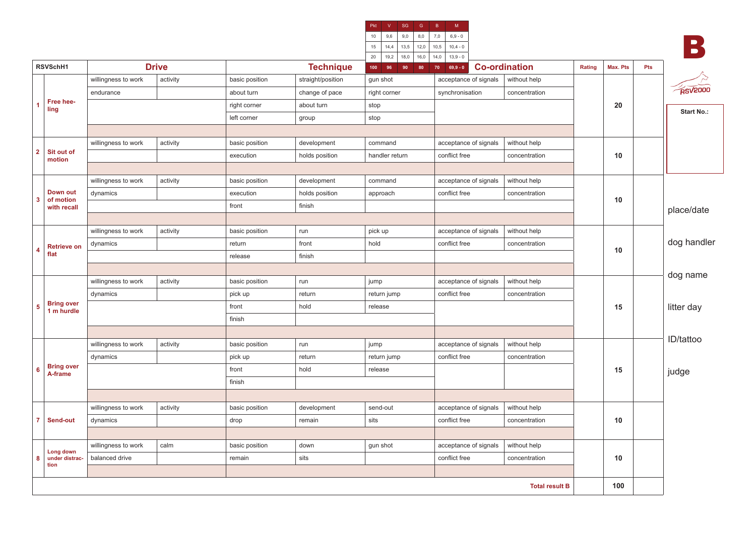| Pkt | V | SG | G | B | M |
|---|---|---|---|---|---|
| 10 | 9,6 | 9,0 | 8,0 | 7,0 | 6,9 - 0 |
| 15 | 14,4 | 13,5 | 12,0 | 10,5 | 10,4 - 0 |
| 20 | 19,2 | 18,0 | 16,0 | 14,0 | 13,9 - 0 |
| 100 | 96 | 90 | 80 | 70 | 69,9 - 0 |

# B

RSV2000

**Start No.:**

place/date

dog handler

dog name

litter day

ID/tattoo

judge

| | RSVSchH1 | Drive | | Technique | | | Co-ordination | | Rating | Max. Pts | Pts |
|---|---|---|---|---|---|---|---|---|---|---|---|
| 1 | **Free heeling** | willingness to work | activity | basic position | straight/position | gun shot | acceptance of signals | without help | | 20 | |
| | | endurance | | about turn | change of pace | right corner | synchronisation | concentration | | | |
| | | | | right corner | about turn | stop | | | | | |
| | | | | left corner | group | stop | | | | | |
| 2 | **Sit out of motion** | willingness to work | activity | basic position | development | command | acceptance of signals | without help | | 10 | |
| | | | | execution | holds position | handler return | conflict free | concentration | | | |
| 3 | **Down out of motion with recall** | willingness to work | activity | basic position | development | command | acceptance of signals | without help | | 10 | |
| | | dynamics | | execution | holds position | approach | conflict free | concentration | | | |
| | | | | front | finish | | | | | | |
| 4 | **Retrieve on flat** | willingness to work | activity | basic position | run | pick up | acceptance of signals | without help | | 10 | |
| | | dynamics | | return | front | hold | conflict free | concentration | | | |
| | | | | release | finish | | | | | | |
| 5 | **Bring over 1 m hurdle** | willingness to work | activity | basic position | run | jump | acceptance of signals | without help | | 15 | |
| | | dynamics | | pick up | return | return jump | conflict free | concentration | | | |
| | | | | front | hold | release | | | | | |
| | | | | finish | | | | | | | |
| 6 | **Bring over A-frame** | willingness to work | activity | basic position | run | jump | acceptance of signals | without help | | 15 | |
| | | dynamics | | pick up | return | return jump | conflict free | concentration | | | |
| | | | | front | hold | release | | | | | |
| | | | | finish | | | | | | | |
| 7 | **Send-out** | willingness to work | activity | basic position | development | send-out | acceptance of signals | without help | | 10 | |
| | | dynamics | | drop | remain | sits | conflict free | concentration | | | |
| 8 | **Long down under distraction** | willingness to work | calm | basic position | down | gun shot | acceptance of signals | without help | | 10 | |
| | | balanced drive | | remain | sits | | conflict free | concentration | | | |
| | | | | | | | | **Total result B** | | 100 | |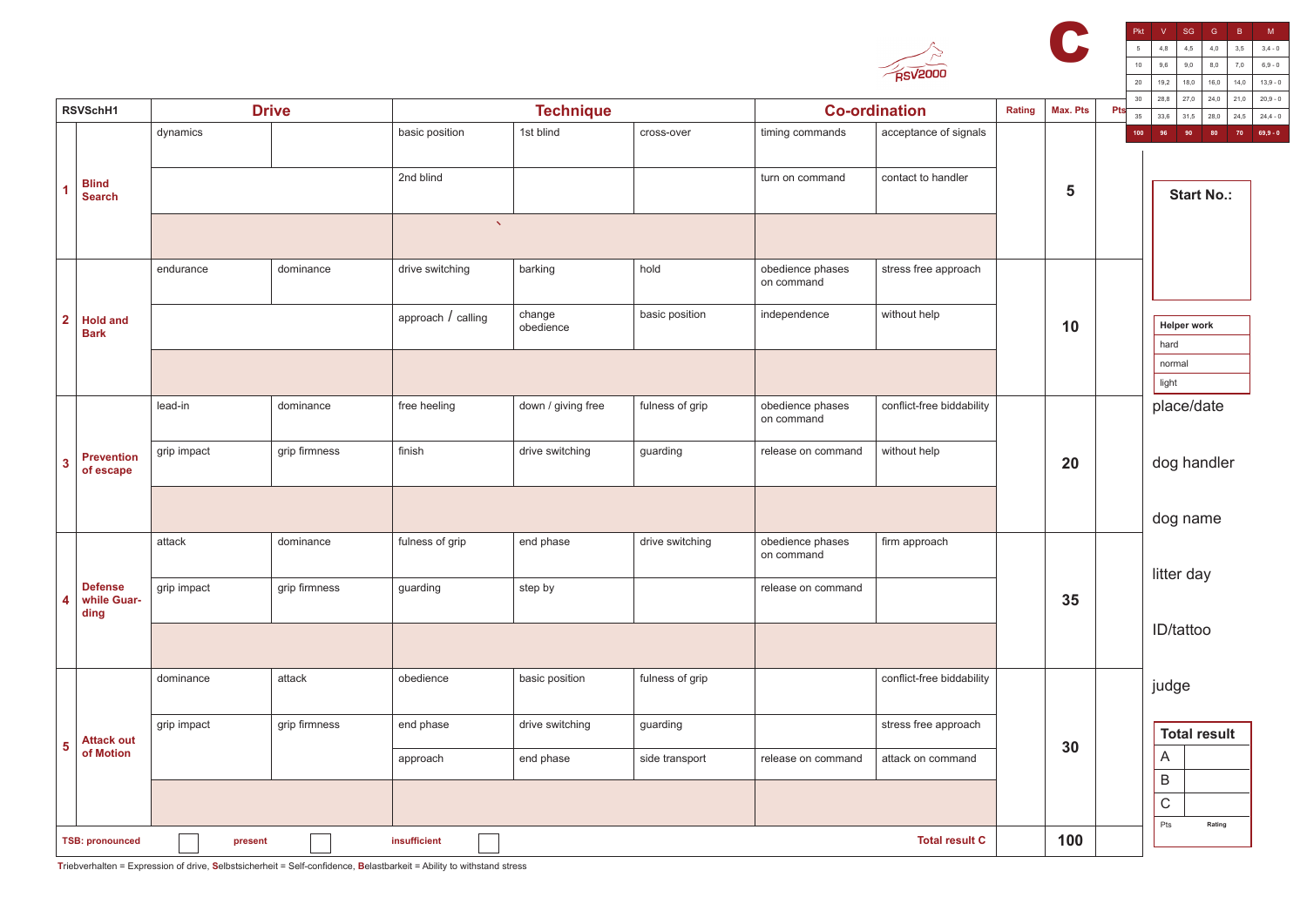RSV2000

# C

| Pkt | V | SG | G | B | M |
|---|---|---|---|---|---|
| 5 | 4,8 | 4,5 | 4,0 | 3,5 | 3,4 - 0 |
| 10 | 9,6 | 9,0 | 8,0 | 7,0 | 6,9 - 0 |
| 20 | 19,2 | 18,0 | 16,0 | 14,0 | 13,9 - 0 |
| 30 | 28,8 | 27,0 | 24,0 | 21,0 | 20,9 - 0 |
| 35 | 33,6 | 31,5 | 28,0 | 24,5 | 24,4 - 0 |
| 100 | 96 | 90 | 80 | 70 | 69,9 - 0 |

| RSVSchH1 | | Drive | | Technique | | | Co-ordination | | Rating | Max. Pts | Pts |
|---|---|---|---|---|---|---|---|---|---|---|---|
| 1 | Blind Search | dynamics | | basic position | 1st blind | cross-over | timing commands | acceptance of signals | | 5 | |
| | | | | 2nd blind | | | turn on command | contact to handler | | | |
| 2 | Hold and Bark | endurance | dominance | drive switching | barking | hold | obedience phases on command | stress free approach | | 10 | |
| | | | | approach / calling | change obedience | basic position | independence | without help | | | |
| 3 | Prevention of escape | lead-in | dominance | free heeling | down / giving free | fulness of grip | obedience phases on command | conflict-free biddability | | 20 | |
| | | grip impact | grip firmness | finish | drive switching | guarding | release on command | without help | | | |
| 4 | Defense while Guarding | attack | dominance | fulness of grip | end phase | drive switching | obedience phases on command | firm approach | | 35 | |
| | | grip impact | grip firmness | guarding | step by | | release on command | | | | |
| 5 | Attack out of Motion | dominance | attack | obedience | basic position | fulness of grip | | conflict-free biddability | | 30 | |
| | | grip impact | grip firmness | end phase | drive switching | guarding | | stress free approach | | | |
| | | | | approach | end phase | side transport | release on command | attack on command | | | |
| TSB: pronounced ☐ | | present ☐ | | insufficient ☐ | | | | Total result C | | 100 | |

Start No.:

| Helper work |
|---|
| hard |
| normal |
| light |

place/date

dog handler

dog name

litter day

ID/tattoo

judge

| Total result | |
|---|---|
| A | |
| B | |
| C | |
| Pts | Rating |

**T**riebverhalten = Expression of drive, **S**elbstsicherheit = Self-confidence, **B**elastbarkeit = Ability to withstand stress